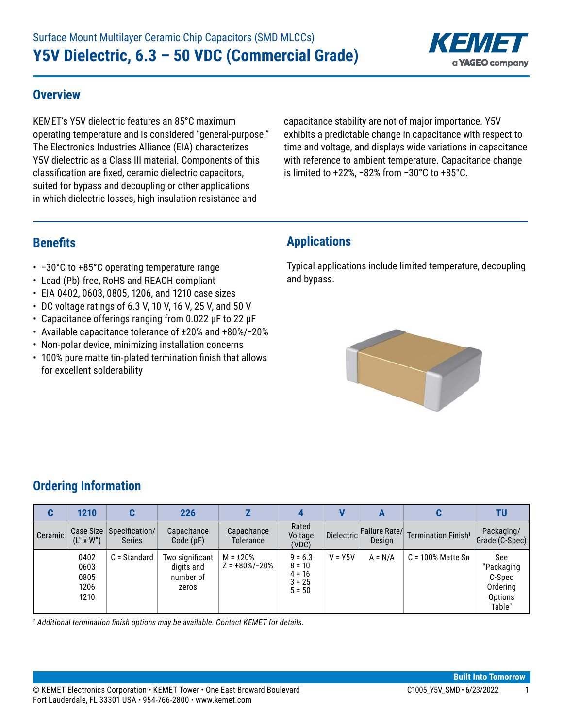Surface Mount Multilayer Ceramic Chip Capacitors (SMD MLCCs)

# Y5V Dielectric, 6.3 – 50 VDC (Commercial Grade)

## Overview

KEMET's Y5V dielectric features an 85°C maximum operating temperature and is considered "general-purpose." The Electronics Industries Alliance (EIA) characterizes Y5V dielectric as a Class III material. Components of this classification are fixed, ceramic dielectric capacitors, suited for bypass and decoupling or other applications in which dielectric losses, high insulation resistance and capacitance stability are not of major importance. Y5V exhibits a predictable change in capacitance with respect to time and voltage, and displays wide variations in capacitance with reference to ambient temperature. Capacitance change is limited to +22%, −82% from −30°C to +85°C.

## Benefits

- −30°C to +85°C operating temperature range
- Lead (Pb)-free, RoHS and REACH compliant
- EIA 0402, 0603, 0805, 1206, and 1210 case sizes
- DC voltage ratings of 6.3 V, 10 V, 16 V, 25 V, and 50 V
- Capacitance offerings ranging from 0.022 µF to 22 µF
- Available capacitance tolerance of ±20% and +80%/−20%
- Non-polar device, minimizing installation concerns
- 100% pure matte tin-plated termination finish that allows for excellent solderability

## Applications

Typical applications include limited temperature, decoupling and bypass.

## Ordering Information

| C | 1210 | C | 226 | Z | 4 | V | A | C | TU |
|---|---|---|---|---|---|---|---|---|---|
| Ceramic | Case Size (L" x W") | Specification/ Series | Capacitance Code (pF) | Capacitance Tolerance | Rated Voltage (VDC) | Dielectric | Failure Rate/ Design | Termination Finish[1] | Packaging/ Grade (C-Spec) |
| | 0402<br>0603<br>0805<br>1206<br>1210 | C = Standard | Two significant digits and number of zeros | M = ±20%<br>Z = +80%/−20% | 9 = 6.3<br>8 = 10<br>4 = 16<br>3 = 25<br>5 = 50 | V = Y5V | A = N/A | C = 100% Matte Sn | See "Packaging C-Spec Ordering Options Table" |

*[1] Additional termination finish options may be available. Contact KEMET for details.*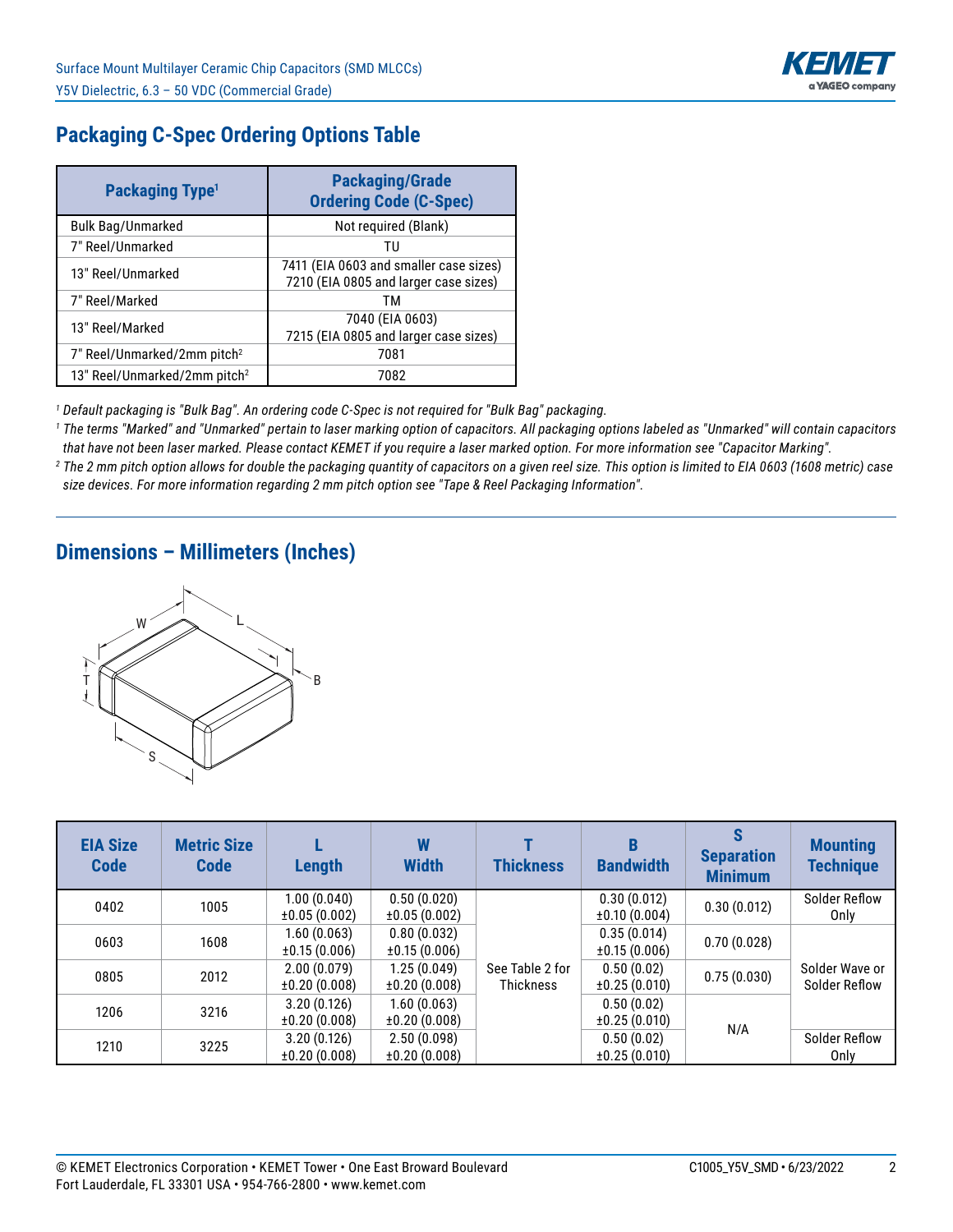## Packaging C-Spec Ordering Options Table

| Packaging Type[1] | Packaging/Grade Ordering Code (C-Spec) |
|---|---|
| Bulk Bag/Unmarked | Not required (Blank) |
| 7" Reel/Unmarked | TU |
| 13" Reel/Unmarked | 7411 (EIA 0603 and smaller case sizes) 7210 (EIA 0805 and larger case sizes) |
| 7" Reel/Marked | TM |
| 13" Reel/Marked | 7040 (EIA 0603) 7215 (EIA 0805 and larger case sizes) |
| 7" Reel/Unmarked/2mm pitch[2] | 7081 |
| 13" Reel/Unmarked/2mm pitch[2] | 7082 |

*[1] Default packaging is "Bulk Bag". An ordering code C-Spec is not required for "Bulk Bag" packaging.*

*[1] The terms "Marked" and "Unmarked" pertain to laser marking option of capacitors. All packaging options labeled as "Unmarked" will contain capacitors that have not been laser marked. Please contact KEMET if you require a laser marked option. For more information see "Capacitor Marking".*

*[2] The 2 mm pitch option allows for double the packaging quantity of capacitors on a given reel size. This option is limited to EIA 0603 (1608 metric) case size devices. For more information regarding 2 mm pitch option see "Tape & Reel Packaging Information".*

## Dimensions – Millimeters (Inches)

| EIA Size Code | Metric Size Code | L Length | W Width | T Thickness | B Bandwidth | S Separation Minimum | Mounting Technique |
|---|---|---|---|---|---|---|---|
| 0402 | 1005 | 1.00 (0.040) ±0.05 (0.002) | 0.50 (0.020) ±0.05 (0.002) | See Table 2 for Thickness | 0.30 (0.012) ±0.10 (0.004) | 0.30 (0.012) | Solder Reflow Only |
| 0603 | 1608 | 1.60 (0.063) ±0.15 (0.006) | 0.80 (0.032) ±0.15 (0.006) | | 0.35 (0.014) ±0.15 (0.006) | 0.70 (0.028) | Solder Wave or Solder Reflow |
| 0805 | 2012 | 2.00 (0.079) ±0.20 (0.008) | 1.25 (0.049) ±0.20 (0.008) | | 0.50 (0.02) ±0.25 (0.010) | 0.75 (0.030) | |
| 1206 | 3216 | 3.20 (0.126) ±0.20 (0.008) | 1.60 (0.063) ±0.20 (0.008) | | 0.50 (0.02) ±0.25 (0.010) | N/A | |
| 1210 | 3225 | 3.20 (0.126) ±0.20 (0.008) | 2.50 (0.098) ±0.20 (0.008) | | 0.50 (0.02) ±0.25 (0.010) | | Solder Reflow Only |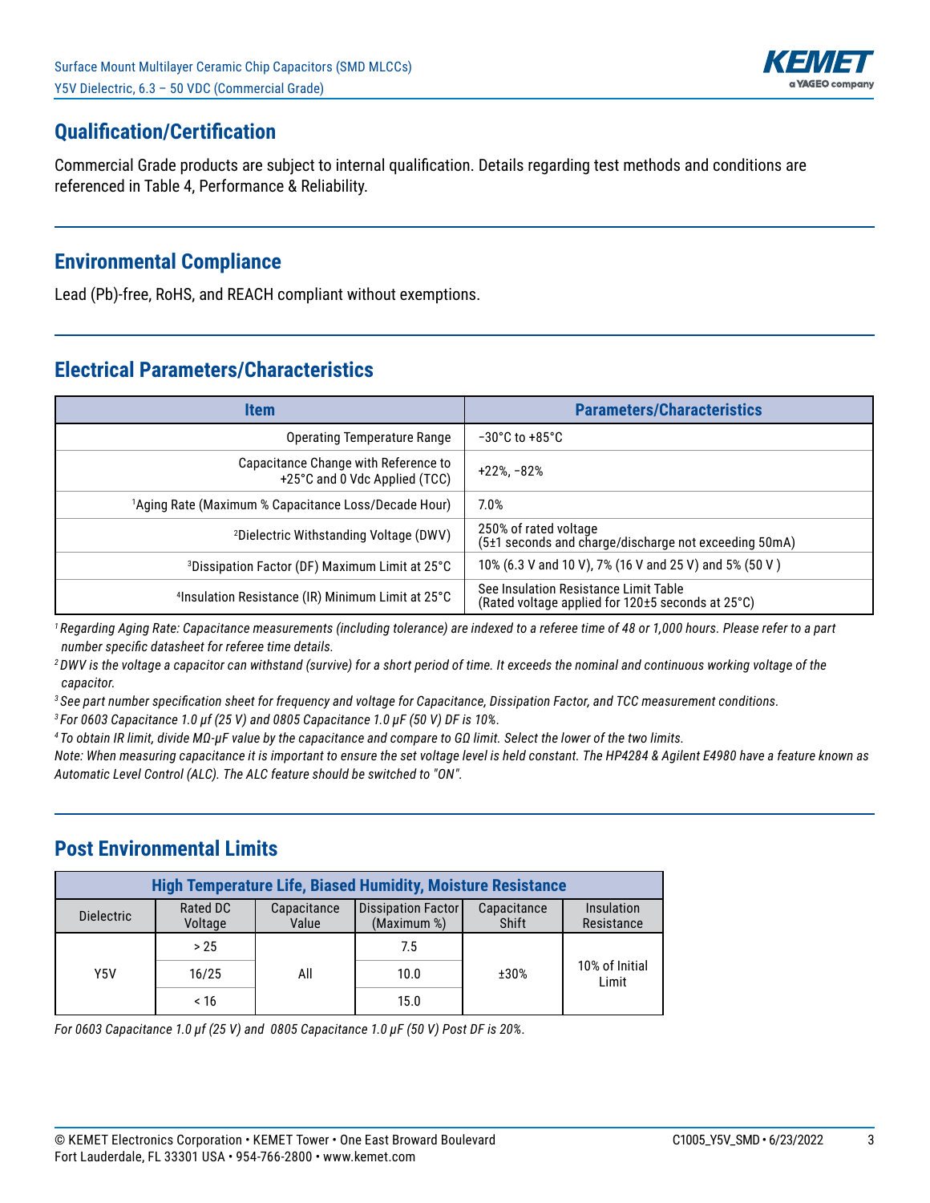## Qualification/Certification

Commercial Grade products are subject to internal qualification. Details regarding test methods and conditions are referenced in Table 4, Performance & Reliability.

## Environmental Compliance

Lead (Pb)-free, RoHS, and REACH compliant without exemptions.

## Electrical Parameters/Characteristics

| Item | Parameters/Characteristics |
|---|---|
| Operating Temperature Range | −30°C to +85°C |
| Capacitance Change with Reference to +25°C and 0 Vdc Applied (TCC) | +22%, −82% |
| [1]Aging Rate (Maximum % Capacitance Loss/Decade Hour) | 7.0% |
| [2]Dielectric Withstanding Voltage (DWV) | 250% of rated voltage (5±1 seconds and charge/discharge not exceeding 50mA) |
| [3]Dissipation Factor (DF) Maximum Limit at 25°C | 10% (6.3 V and 10 V), 7% (16 V and 25 V) and 5% (50 V ) |
| [4]Insulation Resistance (IR) Minimum Limit at 25°C | See Insulation Resistance Limit Table (Rated voltage applied for 120±5 seconds at 25°C) |

*[1] Regarding Aging Rate: Capacitance measurements (including tolerance) are indexed to a referee time of 48 or 1,000 hours. Please refer to a part number specific datasheet for referee time details.*

*[2] DWV is the voltage a capacitor can withstand (survive) for a short period of time. It exceeds the nominal and continuous working voltage of the capacitor.*

*[3] See part number specification sheet for frequency and voltage for Capacitance, Dissipation Factor, and TCC measurement conditions.*

*[3] For 0603 Capacitance 1.0 µf (25 V) and 0805 Capacitance 1.0 µF (50 V) DF is 10%.*

*[4] To obtain IR limit, divide MΩ-µF value by the capacitance and compare to GΩ limit. Select the lower of the two limits.*

*Note: When measuring capacitance it is important to ensure the set voltage level is held constant. The HP4284 & Agilent E4980 have a feature known as Automatic Level Control (ALC). The ALC feature should be switched to "ON".*

## Post Environmental Limits

| High Temperature Life, Biased Humidity, Moisture Resistance | | | | | |
|---|---|---|---|---|---|
| Dielectric | Rated DC Voltage | Capacitance Value | Dissipation Factor (Maximum %) | Capacitance Shift | Insulation Resistance |
| Y5V | > 25 | All | 7.5 | ±30% | 10% of Initial Limit |
| | 16/25 | | 10.0 | | |
| | < 16 | | 15.0 | | |

*For 0603 Capacitance 1.0 µf (25 V) and 0805 Capacitance 1.0 µF (50 V) Post DF is 20%.*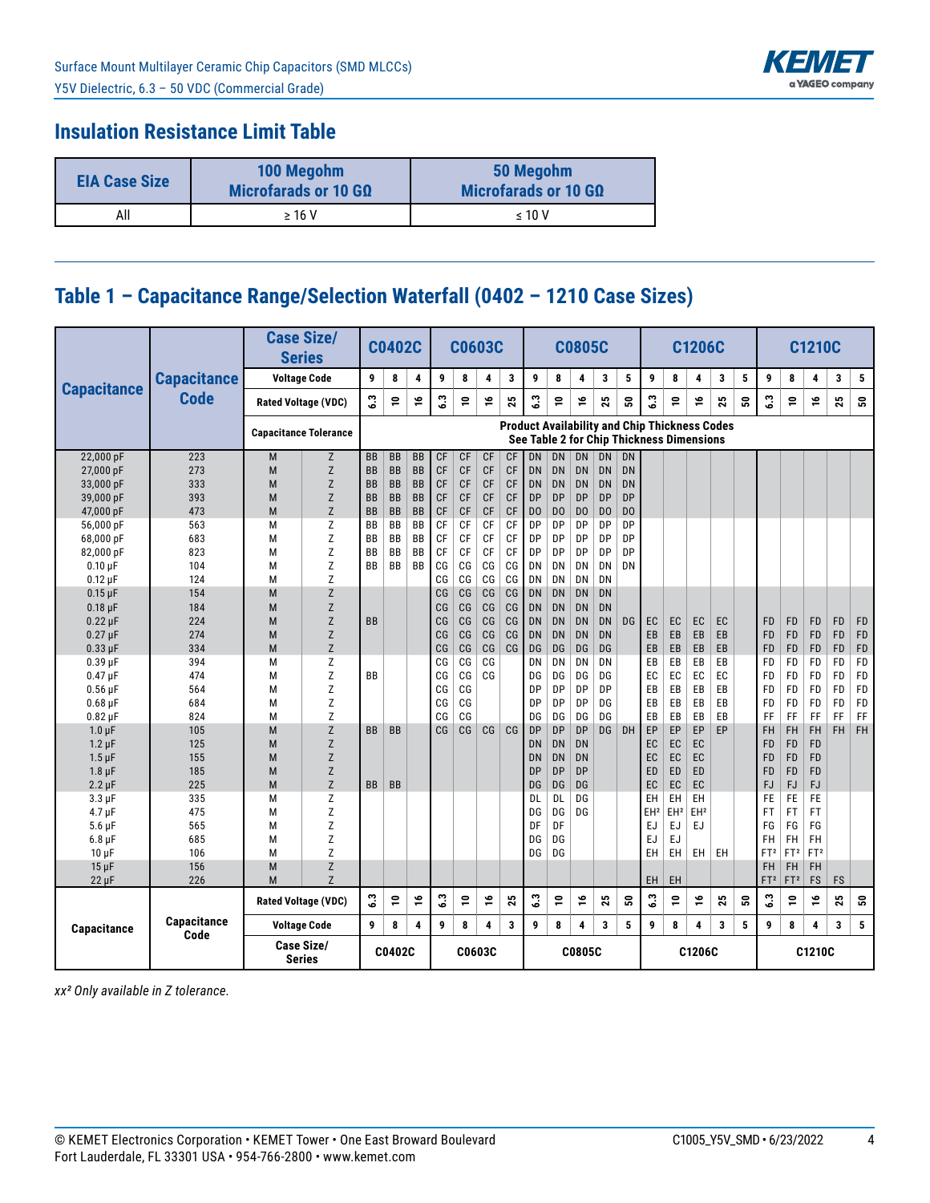## Insulation Resistance Limit Table

| EIA Case Size | 100 Megohm Microfarads or 10 GΩ | 50 Megohm Microfarads or 10 GΩ |
|---|---|---|
| All | ≥ 16 V | ≤ 10 V |

## Table 1 – Capacitance Range/Selection Waterfall (0402 – 1210 Case Sizes)

| Capacitance | Capacitance Code | Case Size/ Series | | C0402C | | | C0603C | | | | C0805C | | | | | C1206C | | | | | C1210C | | | | |
|---|---|---|---|---|---|---|---|---|---|---|---|---|---|---|---|---|---|---|---|---|---|---|---|---|---|
| | | Voltage Code | | 9 | 8 | 4 | 9 | 8 | 4 | 3 | 9 | 8 | 4 | 3 | 5 | 9 | 8 | 4 | 3 | 5 | 9 | 8 | 4 | 3 | 5 |
| | | Rated Voltage (VDC) | | 6.3 | 10 | 16 | 6.3 | 10 | 16 | 25 | 6.3 | 10 | 16 | 25 | 50 | 6.3 | 10 | 16 | 25 | 50 | 6.3 | 10 | 16 | 25 | 50 |
| | | Capacitance Tolerance | | Product Availability and Chip Thickness Codes See Table 2 for Chip Thickness Dimensions | | | | | | | | | | | | | | | | | | | | | |
| 22,000 pF | 223 | M | Z | BB | BB | BB | CF | CF | CF | CF | DN | DN | DN | DN | DN | | | | | | | | | | |
| 27,000 pF | 273 | M | Z | BB | BB | BB | CF | CF | CF | CF | DN | DN | DN | DN | DN | | | | | | | | | | |
| 33,000 pF | 333 | M | Z | BB | BB | BB | CF | CF | CF | CF | DN | DN | DN | DN | DN | | | | | | | | | | |
| 39,000 pF | 393 | M | Z | BB | BB | BB | CF | CF | CF | CF | DP | DP | DP | DP | DP | | | | | | | | | | |
| 47,000 pF | 473 | M | Z | BB | BB | BB | CF | CF | CF | CF | DO | DO | DO | DO | DO | | | | | | | | | | |
| 56,000 pF | 563 | M | Z | BB | BB | BB | CF | CF | CF | CF | DP | DP | DP | DP | DP | | | | | | | | | | |
| 68,000 pF | 683 | M | Z | BB | BB | BB | CF | CF | CF | CF | DP | DP | DP | DP | DP | | | | | | | | | | |
| 82,000 pF | 823 | M | Z | BB | BB | BB | CF | CF | CF | CF | DP | DP | DP | DP | DP | | | | | | | | | | |
| 0.10 µF | 104 | M | Z | BB | BB | BB | CG | CG | CG | CG | DN | DN | DN | DN | DN | | | | | | | | | | |
| 0.12 µF | 124 | M | Z | | | | CG | CG | CG | CG | DN | DN | DN | DN | | | | | | | | | | | |
| 0.15 µF | 154 | M | Z | | | | CG | CG | CG | CG | DN | DN | DN | DN | | | | | | | | | | | |
| 0.18 µF | 184 | M | Z | | | | CG | CG | CG | CG | DN | DN | DN | DN | | | | | | | | | | | |
| 0.22 µF | 224 | M | Z | BB | | | CG | CG | CG | CG | DN | DN | DN | DN | DG | EC | EC | EC | EC | | FD | FD | FD | FD | FD |
| 0.27 µF | 274 | M | Z | | | | CG | CG | CG | CG | DN | DN | DN | DN | | EB | EB | EB | EB | | FD | FD | FD | FD | FD |
| 0.33 µF | 334 | M | Z | | | | CG | CG | CG | CG | DG | DG | DG | DG | | EB | EB | EB | EB | | FD | FD | FD | FD | FD |
| 0.39 µF | 394 | M | Z | | | | CG | CG | CG | | DN | DN | DN | DN | | EB | EB | EB | EB | | FD | FD | FD | FD | FD |
| 0.47 µF | 474 | M | Z | BB | | | CG | CG | CG | | DG | DG | DG | DG | | EC | EC | EC | EC | | FD | FD | FD | FD | FD |
| 0.56 µF | 564 | M | Z | | | | CG | CG | | | DP | DP | DP | DP | | EB | EB | EB | EB | | FD | FD | FD | FD | FD |
| 0.68 µF | 684 | M | Z | | | | CG | CG | | | DP | DP | DP | DG | | EB | EB | EB | EB | | FD | FD | FD | FD | FD |
| 0.82 µF | 824 | M | Z | | | | CG | CG | | | DG | DG | DG | DG | | EB | EB | EB | EB | | FF | FF | FF | FF | FF |
| 1.0 µF | 105 | M | Z | BB | BB | | CG | CG | CG | CG | DP | DP | DP | DG | DH | EP | EP | EP | EP | | FH | FH | FH | FH | FH |
| 1.2 µF | 125 | M | Z | | | | | | | | DN | DN | DN | | | EC | EC | EC | | | FD | FD | FD | | |
| 1.5 µF | 155 | M | Z | | | | | | | | DN | DN | DN | | | EC | EC | EC | | | FD | FD | FD | | |
| 1.8 µF | 185 | M | Z | | | | | | | | DP | DP | DP | | | ED | ED | ED | | | FD | FD | FD | | |
| 2.2 µF | 225 | M | Z | BB | BB | | | | | | DG | DG | DG | | | EC | EC | EC | | | FJ | FJ | FJ | | |
| 3.3 µF | 335 | M | Z | | | | | | | | DL | DL | DG | | | EH | EH | EH | | | FE | FE | FE | | |
| 4.7 µF | 475 | M | Z | | | | | | | | DG | DG | DG | | | EH[2] | EH[2] | EH[2] | | | FT | FT | FT | | |
| 5.6 µF | 565 | M | Z | | | | | | | | DF | DF | | | | EJ | EJ | EJ | | | FG | FG | FG | | |
| 6.8 µF | 685 | M | Z | | | | | | | | DG | DG | | | | EJ | EJ | | | | FH | FH | FH | | |
| 10 µF | 106 | M | Z | | | | | | | | DG | DG | | | | EH | EH | EH | EH | | FT[2] | FT[2] | FT[2] | | |
| 15 µF | 156 | M | Z | | | | | | | | | | | | | | | | | | FH | FH | FH | | |
| 22 µF | 226 | M | Z | | | | | | | | | | | | | EH | EH | | | | FT[2] | FT[2] | FS | FS | |
| Capacitance | Capacitance Code | Rated Voltage (VDC) | | 6.3 | 10 | 16 | 6.3 | 10 | 16 | 25 | 6.3 | 10 | 16 | 25 | 50 | 6.3 | 10 | 16 | 25 | 50 | 6.3 | 10 | 16 | 25 | 50 |
| | | Voltage Code | | 9 | 8 | 4 | 9 | 8 | 4 | 3 | 9 | 8 | 4 | 3 | 5 | 9 | 8 | 4 | 3 | 5 | 9 | 8 | 4 | 3 | 5 |
| | | Case Size/ Series | | C0402C | | | C0603C | | | | C0805C | | | | | C1206C | | | | | C1210C | | | | |

*xx[2] Only available in Z tolerance.*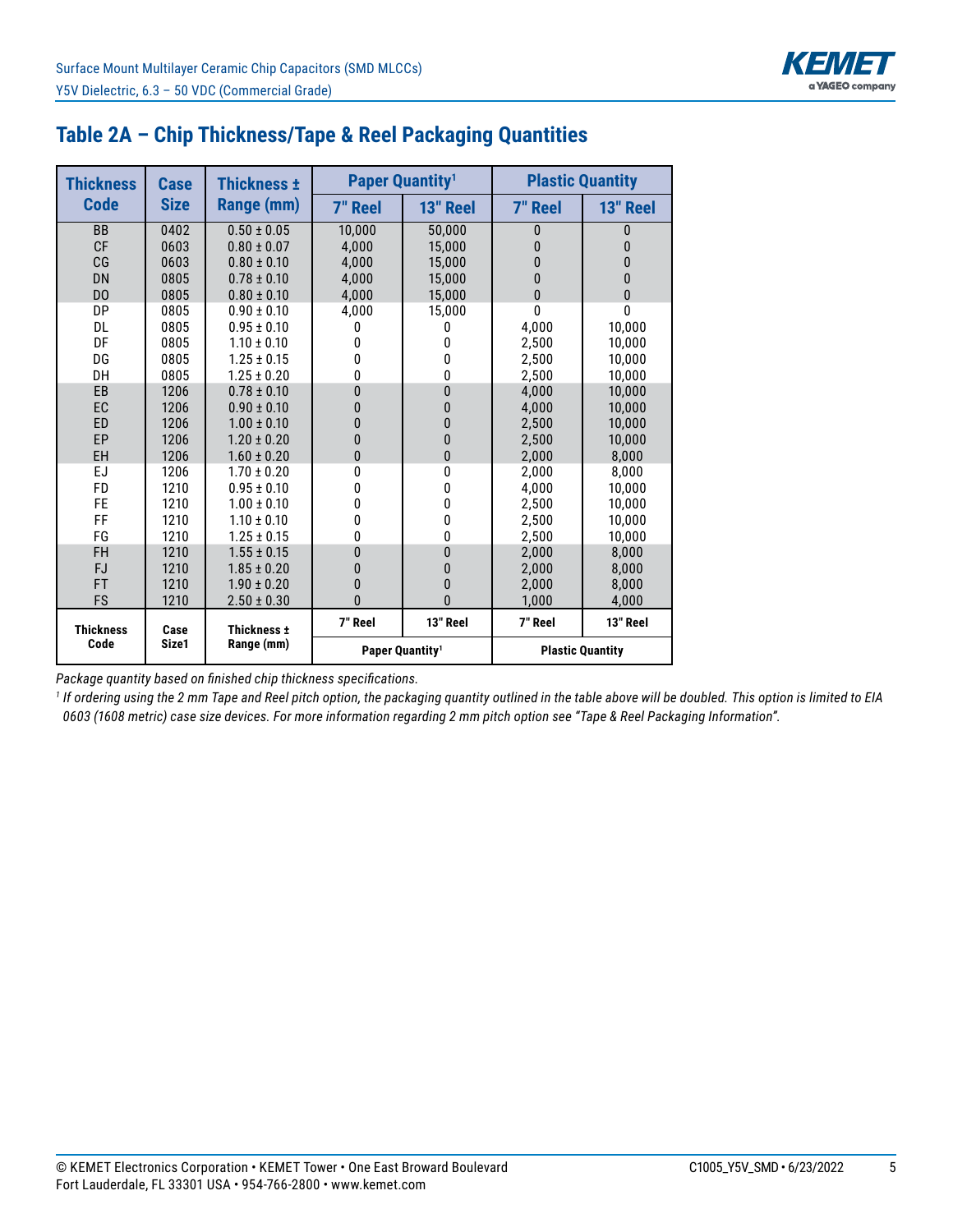## Table 2A – Chip Thickness/Tape & Reel Packaging Quantities

| Thickness Code | Case Size | Thickness ± Range (mm) | Paper Quantity[1] | | Plastic Quantity | |
|---|---|---|---|---|---|---|
| | | | 7" Reel | 13" Reel | 7" Reel | 13" Reel |
| BB | 0402 | 0.50 ± 0.05 | 10,000 | 50,000 | 0 | 0 |
| CF | 0603 | 0.80 ± 0.07 | 4,000 | 15,000 | 0 | 0 |
| CG | 0603 | 0.80 ± 0.10 | 4,000 | 15,000 | 0 | 0 |
| DN | 0805 | 0.78 ± 0.10 | 4,000 | 15,000 | 0 | 0 |
| DO | 0805 | 0.80 ± 0.10 | 4,000 | 15,000 | 0 | 0 |
| DP | 0805 | 0.90 ± 0.10 | 4,000 | 15,000 | 0 | 0 |
| DL | 0805 | 0.95 ± 0.10 | 0 | 0 | 4,000 | 10,000 |
| DF | 0805 | 1.10 ± 0.10 | 0 | 0 | 2,500 | 10,000 |
| DG | 0805 | 1.25 ± 0.15 | 0 | 0 | 2,500 | 10,000 |
| DH | 0805 | 1.25 ± 0.20 | 0 | 0 | 2,500 | 10,000 |
| EB | 1206 | 0.78 ± 0.10 | 0 | 0 | 4,000 | 10,000 |
| EC | 1206 | 0.90 ± 0.10 | 0 | 0 | 4,000 | 10,000 |
| ED | 1206 | 1.00 ± 0.10 | 0 | 0 | 2,500 | 10,000 |
| EP | 1206 | 1.20 ± 0.20 | 0 | 0 | 2,500 | 10,000 |
| EH | 1206 | 1.60 ± 0.20 | 0 | 0 | 2,000 | 8,000 |
| EJ | 1206 | 1.70 ± 0.20 | 0 | 0 | 2,000 | 8,000 |
| FD | 1210 | 0.95 ± 0.10 | 0 | 0 | 4,000 | 10,000 |
| FE | 1210 | 1.00 ± 0.10 | 0 | 0 | 2,500 | 10,000 |
| FF | 1210 | 1.10 ± 0.10 | 0 | 0 | 2,500 | 10,000 |
| FG | 1210 | 1.25 ± 0.15 | 0 | 0 | 2,500 | 10,000 |
| FH | 1210 | 1.55 ± 0.15 | 0 | 0 | 2,000 | 8,000 |
| FJ | 1210 | 1.85 ± 0.20 | 0 | 0 | 2,000 | 8,000 |
| FT | 1210 | 1.90 ± 0.20 | 0 | 0 | 2,000 | 8,000 |
| FS | 1210 | 2.50 ± 0.30 | 0 | 0 | 1,000 | 4,000 |
| Thickness Code | Case Size1 | Thickness ± Range (mm) | 7" Reel | 13" Reel | 7" Reel | 13" Reel |
| | | | Paper Quantity[1] | | Plastic Quantity | |

*Package quantity based on finished chip thickness specifications.*

[1] *If ordering using the 2 mm Tape and Reel pitch option, the packaging quantity outlined in the table above will be doubled. This option is limited to EIA 0603 (1608 metric) case size devices. For more information regarding 2 mm pitch option see "Tape & Reel Packaging Information".*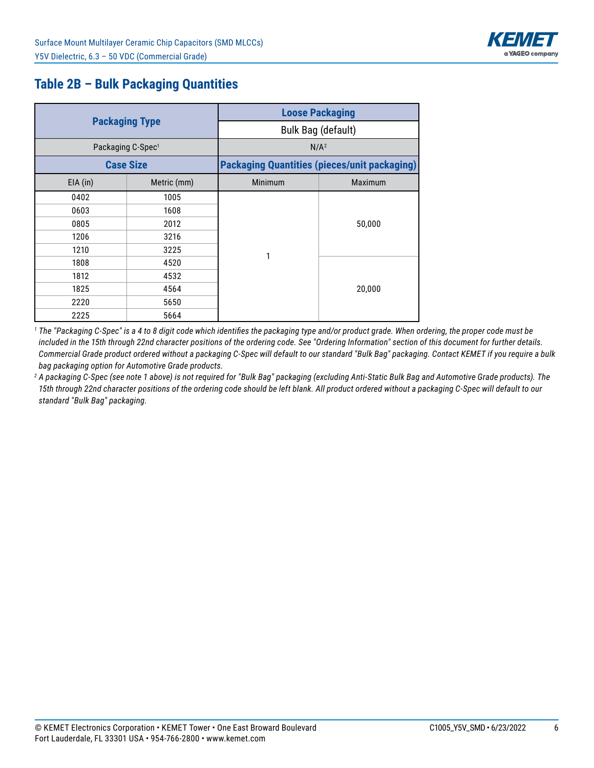## Table 2B – Bulk Packaging Quantities

| Packaging Type | | Loose Packaging | |
|---|---|---|---|
| | | Bulk Bag (default) | |
| Packaging C-Spec[1] | | N/A[2] | |
| **Case Size** | | **Packaging Quantities (pieces/unit packaging)** | |
| EIA (in) | Metric (mm) | Minimum | Maximum |
| 0402 | 1005 | 1 | 50,000 |
| 0603 | 1608 | | |
| 0805 | 2012 | | |
| 1206 | 3216 | | |
| 1210 | 3225 | | |
| 1808 | 4520 | | 20,000 |
| 1812 | 4532 | | |
| 1825 | 4564 | | |
| 2220 | 5650 | | |
| 2225 | 5664 | | |

[1] *The "Packaging C-Spec" is a 4 to 8 digit code which identifies the packaging type and/or product grade. When ordering, the proper code must be included in the 15th through 22nd character positions of the ordering code. See "Ordering Information" section of this document for further details. Commercial Grade product ordered without a packaging C-Spec will default to our standard "Bulk Bag" packaging. Contact KEMET if you require a bulk bag packaging option for Automotive Grade products.*

[2] *A packaging C-Spec (see note 1 above) is not required for "Bulk Bag" packaging (excluding Anti-Static Bulk Bag and Automotive Grade products). The 15th through 22nd character positions of the ordering code should be left blank. All product ordered without a packaging C-Spec will default to our standard "Bulk Bag" packaging.*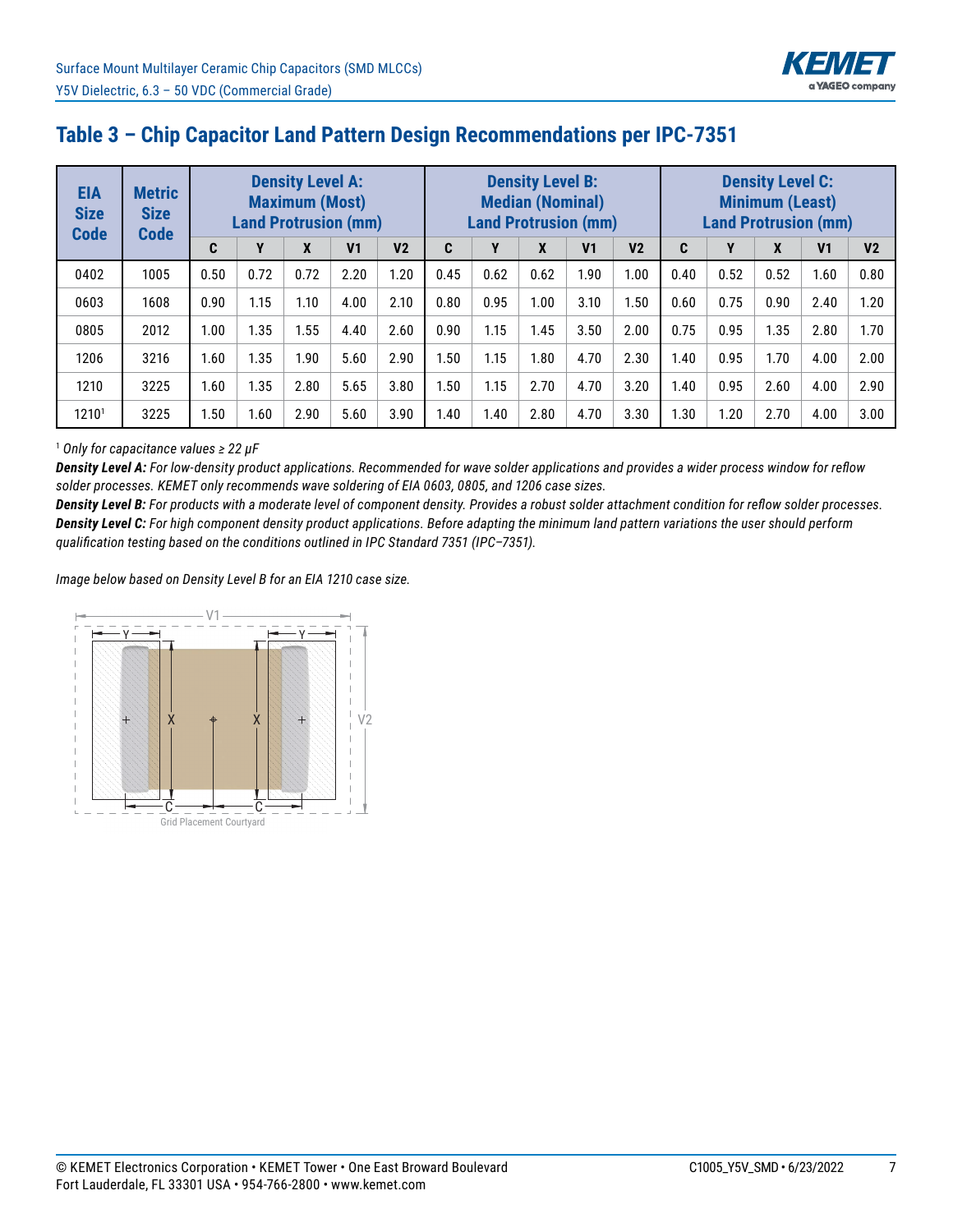## Table 3 – Chip Capacitor Land Pattern Design Recommendations per IPC-7351

| EIA Size Code | Metric Size Code | Density Level A: Maximum (Most) Land Protrusion (mm) | | | | | Density Level B: Median (Nominal) Land Protrusion (mm) | | | | | Density Level C: Minimum (Least) Land Protrusion (mm) | | | | |
|---|---|---|---|---|---|---|---|---|---|---|---|---|---|---|---|---|
| | | C | Y | X | V1 | V2 | C | Y | X | V1 | V2 | C | Y | X | V1 | V2 |
| 0402 | 1005 | 0.50 | 0.72 | 0.72 | 2.20 | 1.20 | 0.45 | 0.62 | 0.62 | 1.90 | 1.00 | 0.40 | 0.52 | 0.52 | 1.60 | 0.80 |
| 0603 | 1608 | 0.90 | 1.15 | 1.10 | 4.00 | 2.10 | 0.80 | 0.95 | 1.00 | 3.10 | 1.50 | 0.60 | 0.75 | 0.90 | 2.40 | 1.20 |
| 0805 | 2012 | 1.00 | 1.35 | 1.55 | 4.40 | 2.60 | 0.90 | 1.15 | 1.45 | 3.50 | 2.00 | 0.75 | 0.95 | 1.35 | 2.80 | 1.70 |
| 1206 | 3216 | 1.60 | 1.35 | 1.90 | 5.60 | 2.90 | 1.50 | 1.15 | 1.80 | 4.70 | 2.30 | 1.40 | 0.95 | 1.70 | 4.00 | 2.00 |
| 1210 | 3225 | 1.60 | 1.35 | 2.80 | 5.65 | 3.80 | 1.50 | 1.15 | 2.70 | 4.70 | 3.20 | 1.40 | 0.95 | 2.60 | 4.00 | 2.90 |
| 1210[1] | 3225 | 1.50 | 1.60 | 2.90 | 5.60 | 3.90 | 1.40 | 1.40 | 2.80 | 4.70 | 3.30 | 1.30 | 1.20 | 2.70 | 4.00 | 3.00 |

[1] *Only for capacitance values ≥ 22 µF*

***Density Level A:*** *For low-density product applications. Recommended for wave solder applications and provides a wider process window for reflow solder processes. KEMET only recommends wave soldering of EIA 0603, 0805, and 1206 case sizes.*

***Density Level B:*** *For products with a moderate level of component density. Provides a robust solder attachment condition for reflow solder processes.*

***Density Level C:*** *For high component density product applications. Before adapting the minimum land pattern variations the user should perform qualification testing based on the conditions outlined in IPC Standard 7351 (IPC–7351).*

*Image below based on Density Level B for an EIA 1210 case size.*

Grid Placement Courtyard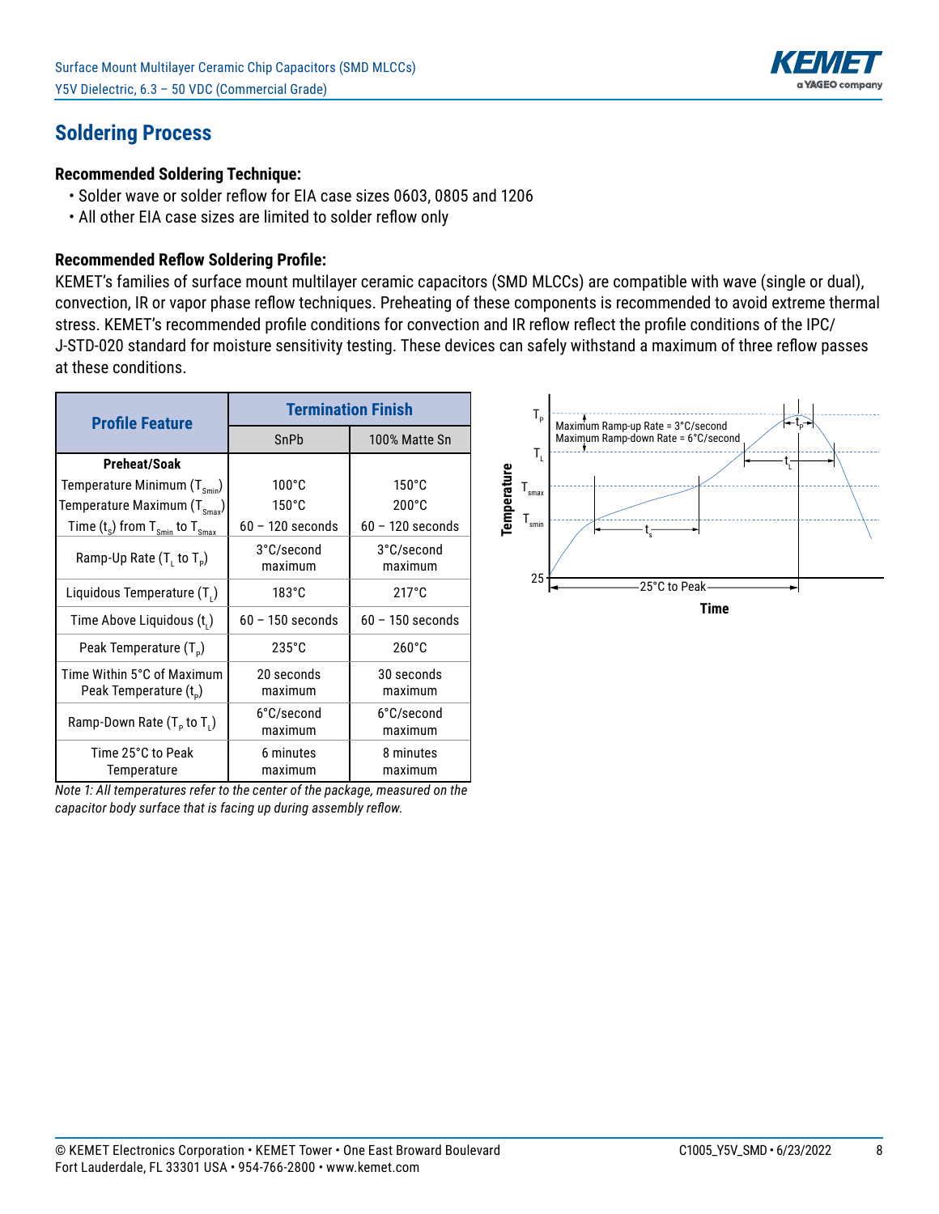## Soldering Process

### Recommended Soldering Technique:

- Solder wave or solder reflow for EIA case sizes 0603, 0805 and 1206
- All other EIA case sizes are limited to solder reflow only

### Recommended Reflow Soldering Profile:

KEMET's families of surface mount multilayer ceramic capacitors (SMD MLCCs) are compatible with wave (single or dual), convection, IR or vapor phase reflow techniques. Preheating of these components is recommended to avoid extreme thermal stress. KEMET's recommended profile conditions for convection and IR reflow reflect the profile conditions of the IPC/ J-STD-020 standard for moisture sensitivity testing. These devices can safely withstand a maximum of three reflow passes at these conditions.

| Profile Feature | Termination Finish | |
|---|---|---|
| | SnPb | 100% Matte Sn |
| **Preheat/Soak** | | |
| Temperature Minimum ($T_{Smin}$) | 100°C | 150°C |
| Temperature Maximum ($T_{Smax}$) | 150°C | 200°C |
| Time ($t_S$) from $T_{Smin}$ to $T_{Smax}$ | 60 – 120 seconds | 60 – 120 seconds |
| Ramp-Up Rate ($T_L$ to $T_P$) | 3°C/second maximum | 3°C/second maximum |
| Liquidous Temperature ($T_L$) | 183°C | 217°C |
| Time Above Liquidous ($t_L$) | 60 – 150 seconds | 60 – 150 seconds |
| Peak Temperature ($T_P$) | 235°C | 260°C |
| Time Within 5°C of Maximum Peak Temperature ($t_P$) | 20 seconds maximum | 30 seconds maximum |
| Ramp-Down Rate ($T_P$ to $T_L$) | 6°C/second maximum | 6°C/second maximum |
| Time 25°C to Peak Temperature | 6 minutes maximum | 8 minutes maximum |

*Note 1: All temperatures refer to the center of the package, measured on the capacitor body surface that is facing up during assembly reflow.*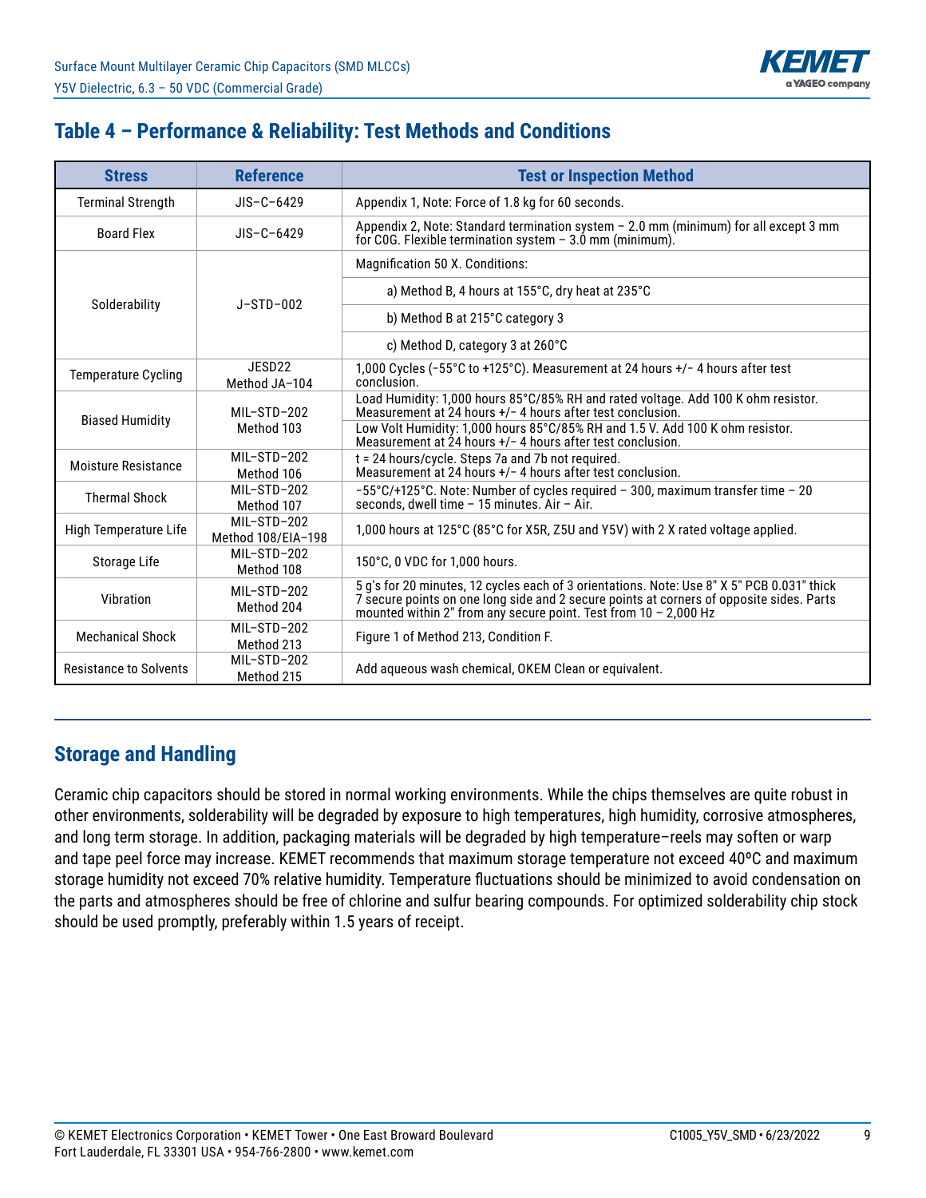## Table 4 – Performance & Reliability: Test Methods and Conditions

| Stress | Reference | Test or Inspection Method |
|---|---|---|
| Terminal Strength | JIS–C–6429 | Appendix 1, Note: Force of 1.8 kg for 60 seconds. |
| Board Flex | JIS–C–6429 | Appendix 2, Note: Standard termination system – 2.0 mm (minimum) for all except 3 mm for C0G. Flexible termination system – 3.0 mm (minimum). |
| Solderability | J–STD–002 | Magnification 50 X. Conditions: |
| | | a) Method B, 4 hours at 155°C, dry heat at 235°C |
| | | b) Method B at 215°C category 3 |
| | | c) Method D, category 3 at 260°C |
| Temperature Cycling | JESD22 Method JA–104 | 1,000 Cycles (−55°C to +125°C). Measurement at 24 hours +/− 4 hours after test conclusion. |
| Biased Humidity | MIL–STD–202 Method 103 | Load Humidity: 1,000 hours 85°C/85% RH and rated voltage. Add 100 K ohm resistor. Measurement at 24 hours +/− 4 hours after test conclusion. |
| | | Low Volt Humidity: 1,000 hours 85°C/85% RH and 1.5 V. Add 100 K ohm resistor. Measurement at 24 hours +/− 4 hours after test conclusion. |
| Moisture Resistance | MIL–STD–202 Method 106 | t = 24 hours/cycle. Steps 7a and 7b not required. Measurement at 24 hours +/− 4 hours after test conclusion. |
| Thermal Shock | MIL–STD–202 Method 107 | −55°C/+125°C. Note: Number of cycles required – 300, maximum transfer time – 20 seconds, dwell time – 15 minutes. Air – Air. |
| High Temperature Life | MIL–STD–202 Method 108/EIA–198 | 1,000 hours at 125°C (85°C for X5R, Z5U and Y5V) with 2 X rated voltage applied. |
| Storage Life | MIL–STD–202 Method 108 | 150°C, 0 VDC for 1,000 hours. |
| Vibration | MIL–STD–202 Method 204 | 5 g's for 20 minutes, 12 cycles each of 3 orientations. Note: Use 8" X 5" PCB 0.031" thick 7 secure points on one long side and 2 secure points at corners of opposite sides. Parts mounted within 2" from any secure point. Test from 10 – 2,000 Hz |
| Mechanical Shock | MIL–STD–202 Method 213 | Figure 1 of Method 213, Condition F. |
| Resistance to Solvents | MIL–STD–202 Method 215 | Add aqueous wash chemical, OKEM Clean or equivalent. |

## Storage and Handling

Ceramic chip capacitors should be stored in normal working environments. While the chips themselves are quite robust in other environments, solderability will be degraded by exposure to high temperatures, high humidity, corrosive atmospheres, and long term storage. In addition, packaging materials will be degraded by high temperature–reels may soften or warp and tape peel force may increase. KEMET recommends that maximum storage temperature not exceed 40ºC and maximum storage humidity not exceed 70% relative humidity. Temperature fluctuations should be minimized to avoid condensation on the parts and atmospheres should be free of chlorine and sulfur bearing compounds. For optimized solderability chip stock should be used promptly, preferably within 1.5 years of receipt.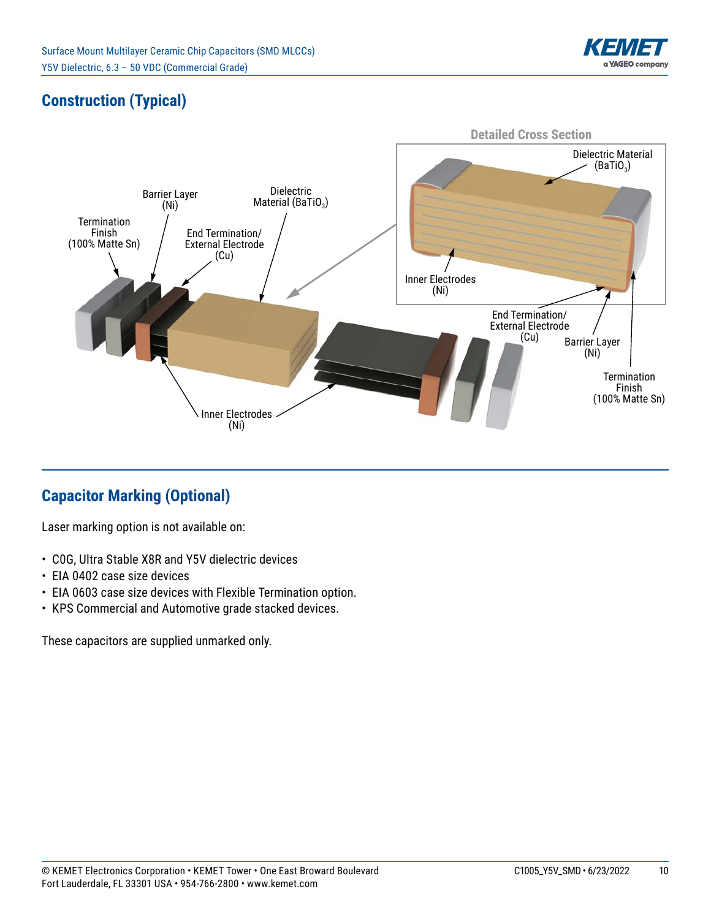## Construction (Typical)

Detailed Cross Section

Dielectric Material ($BaTiO_3$)

Inner Electrodes (Ni)

Barrier Layer (Ni)

Termination Finish (100% Matte Sn)

End Termination/ External Electrode (Cu)

Dielectric Material ($BaTiO_3$)

Inner Electrodes (Ni)

End Termination/ External Electrode (Cu)

Barrier Layer (Ni)

Termination Finish (100% Matte Sn)

## Capacitor Marking (Optional)

Laser marking option is not available on:

- C0G, Ultra Stable X8R and Y5V dielectric devices
- EIA 0402 case size devices
- EIA 0603 case size devices with Flexible Termination option.
- KPS Commercial and Automotive grade stacked devices.

These capacitors are supplied unmarked only.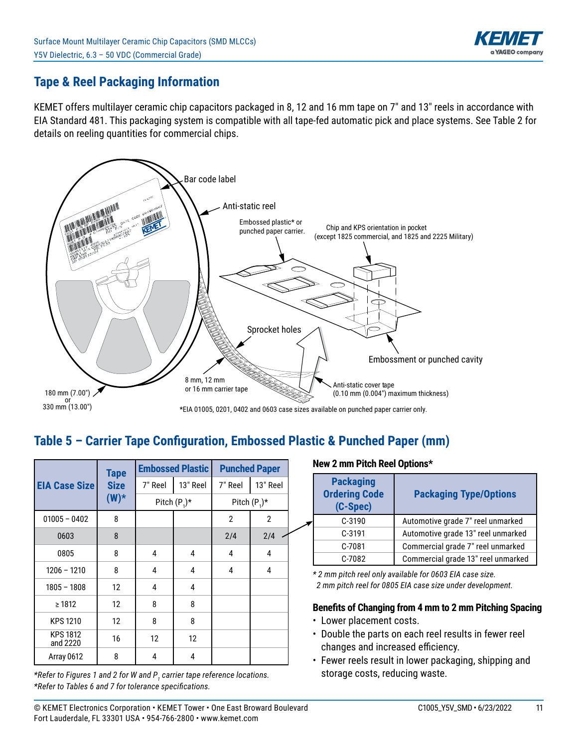## Tape & Reel Packaging Information

KEMET offers multilayer ceramic chip capacitors packaged in 8, 12 and 16 mm tape on 7" and 13" reels in accordance with EIA Standard 481. This packaging system is compatible with all tape-fed automatic pick and place systems. See Table 2 for details on reeling quantities for commercial chips.

Bar code label

Anti-static reel

Embossed plastic* or punched paper carrier.

Chip and KPS orientation in pocket (except 1825 commercial, and 1825 and 2225 Military)

Sprocket holes

Embossment or punched cavity

8 mm, 12 mm or 16 mm carrier tape

Anti-static cover tape (0.10 mm (0.004") maximum thickness)

180 mm (7.00") or 330 mm (13.00")

*EIA 01005, 0201, 0402 and 0603 case sizes available on punched paper carrier only.

## Table 5 – Carrier Tape Configuration, Embossed Plastic & Punched Paper (mm)

| EIA Case Size | Tape Size (W)* | Embossed Plastic | | Punched Paper | |
|---|---|---|---|---|---|
| | | 7" Reel | 13" Reel | 7" Reel | 13" Reel |
| | | Pitch ($P_1$)* | | Pitch ($P_1$)* | |
| 01005 – 0402 | 8 | | | 2 | 2 |
| 0603 | 8 | | | 2/4 | 2/4 |
| 0805 | 8 | 4 | 4 | 4 | 4 |
| 1206 – 1210 | 8 | 4 | 4 | 4 | 4 |
| 1805 – 1808 | 12 | 4 | 4 | | |
| ≥ 1812 | 12 | 8 | 8 | | |
| KPS 1210 | 12 | 8 | 8 | | |
| KPS 1812 and 2220 | 16 | 12 | 12 | | |
| Array 0612 | 8 | 4 | 4 | | |

*Refer to Figures 1 and 2 for W and $P_1$ carrier tape reference locations.*
*Refer to Tables 6 and 7 for tolerance specifications.*

### New 2 mm Pitch Reel Options*

| Packaging Ordering Code (C-Spec) | Packaging Type/Options |
|---|---|
| C-3190 | Automotive grade 7" reel unmarked |
| C-3191 | Automotive grade 13" reel unmarked |
| C-7081 | Commercial grade 7" reel unmarked |
| C-7082 | Commercial grade 13" reel unmarked |

*\* 2 mm pitch reel only available for 0603 EIA case size.*
*2 mm pitch reel for 0805 EIA case size under development.*

### Benefits of Changing from 4 mm to 2 mm Pitching Spacing

- Lower placement costs.
- Double the parts on each reel results in fewer reel changes and increased efficiency.
- Fewer reels result in lower packaging, shipping and storage costs, reducing waste.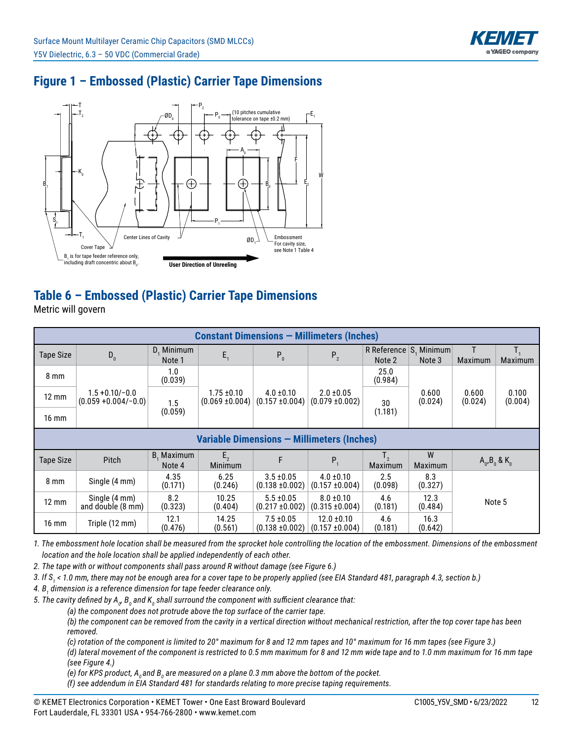## Figure 1 – Embossed (Plastic) Carrier Tape Dimensions

T, $T_2$, $ØD_0$, $P_2$, $P_0$, (10 pitches cumulative tolerance on tape ±0.2 mm), $E_1$, $A_0$, F, W, $K_0$, $B_1$, $B_0$, $E_2$, $S_1$, $P_1$, $T_1$, Center Lines of Cavity, $ØD_1$, Embossment For cavity size, see Note 1 Table 4, Cover Tape, $B_1$ is for tape feeder reference only, including draft concentric about $B_0$. **User Direction of Unreeling**

## Table 6 – Embossed (Plastic) Carrier Tape Dimensions

Metric will govern

| **Constant Dimensions — Millimeters (Inches)** | | | | | | | | | |
|---|---|---|---|---|---|---|---|---|---|
| Tape Size | $D_0$ | $D_1$ Minimum Note 1 | $E_1$ | $P_0$ | $P_2$ | R Reference Note 2 | $S_1$ Minimum Note 3 | T Maximum | $T_1$ Maximum |
| 8 mm | 1.5 +0.10/−0.0 (0.059 +0.004/−0.0) | 1.0 (0.039) | 1.75 ±0.10 (0.069 ±0.004) | 4.0 ±0.10 (0.157 ±0.004) | 2.0 ±0.05 (0.079 ±0.002) | 25.0 (0.984) | 0.600 (0.024) | 0.600 (0.024) | 0.100 (0.004) |
| 12 mm | | 1.5 (0.059) | | | | 30 (1.181) | | | |
| 16 mm | | | | | | | | | |
| **Variable Dimensions — Millimeters (Inches)** | | | | | | | | | |
| Tape Size | Pitch | $B_1$ Maximum Note 4 | $E_2$ Minimum | F | $P_1$ | $T_2$ Maximum | W Maximum | $A_0$,$B_0$ & $K_0$ | |
| 8 mm | Single (4 mm) | 4.35 (0.171) | 6.25 (0.246) | 3.5 ±0.05 (0.138 ±0.002) | 4.0 ±0.10 (0.157 ±0.004) | 2.5 (0.098) | 8.3 (0.327) | Note 5 | |
| 12 mm | Single (4 mm) and double (8 mm) | 8.2 (0.323) | 10.25 (0.404) | 5.5 ±0.05 (0.217 ±0.002) | 8.0 ±0.10 (0.315 ±0.004) | 4.6 (0.181) | 12.3 (0.484) | | |
| 16 mm | Triple (12 mm) | 12.1 (0.476) | 14.25 (0.561) | 7.5 ±0.05 (0.138 ±0.002) | 12.0 ±0.10 (0.157 ±0.004) | 4.6 (0.181) | 16.3 (0.642) | | |

*1. The embossment hole location shall be measured from the sprocket hole controlling the location of the embossment. Dimensions of the embossment location and the hole location shall be applied independently of each other.*

*2. The tape with or without components shall pass around R without damage (see Figure 6.)*

*3. If $S_1$ < 1.0 mm, there may not be enough area for a cover tape to be properly applied (see EIA Standard 481, paragraph 4.3, section b.)*

*4. $B_1$ dimension is a reference dimension for tape feeder clearance only.*

*5. The cavity defined by $A_0$, $B_0$ and $K_0$ shall surround the component with sufficient clearance that:*

*(a) the component does not protrude above the top surface of the carrier tape.*

*(b) the component can be removed from the cavity in a vertical direction without mechanical restriction, after the top cover tape has been removed.*

*(c) rotation of the component is limited to 20° maximum for 8 and 12 mm tapes and 10° maximum for 16 mm tapes (see Figure 3.)*

*(d) lateral movement of the component is restricted to 0.5 mm maximum for 8 and 12 mm wide tape and to 1.0 mm maximum for 16 mm tape (see Figure 4.)*

*(e) for KPS product, $A_0$ and $B_0$ are measured on a plane 0.3 mm above the bottom of the pocket.*

*(f) see addendum in EIA Standard 481 for standards relating to more precise taping requirements.*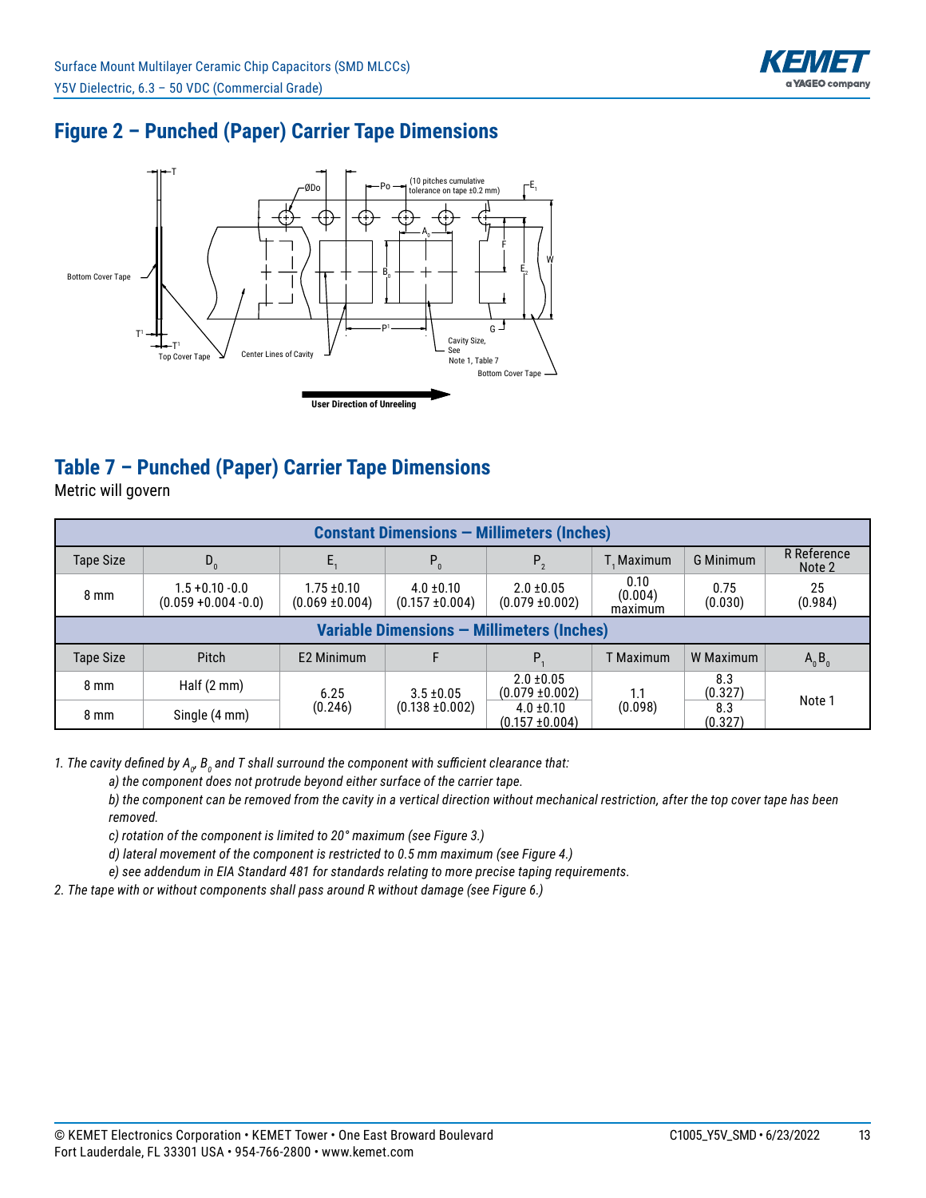## Figure 2 – Punched (Paper) Carrier Tape Dimensions

T
ØDo
Po
(10 pitches cumulative tolerance on tape ±0.2 mm)
$E_1$
$A_0$
F
W
$E_2$
$B_0$
Bottom Cover Tape
$T^1$
$T^1$
$P^1$
G
Cavity Size, See Note 1, Table 7
Top Cover Tape
Center Lines of Cavity
Bottom Cover Tape
User Direction of Unreeling

## Table 7 – Punched (Paper) Carrier Tape Dimensions

Metric will govern

| Constant Dimensions — Millimeters (Inches) | | | | | | | |
|---|---|---|---|---|---|---|---|
| Tape Size | $D_0$ | $E_1$ | $P_0$ | $P_2$ | $T_1$ Maximum | G Minimum | R Reference Note 2 |
| 8 mm | 1.5 +0.10 -0.0 (0.059 +0.004 -0.0) | 1.75 ±0.10 (0.069 ±0.004) | 4.0 ±0.10 (0.157 ±0.004) | 2.0 ±0.05 (0.079 ±0.002) | 0.10 (0.004) maximum | 0.75 (0.030) | 25 (0.984) |
| **Variable Dimensions — Millimeters (Inches)** | | | | | | | |
| Tape Size | Pitch | E2 Minimum | F | $P_1$ | T Maximum | W Maximum | $A_0 B_0$ |
| 8 mm | Half (2 mm) | 6.25 (0.246) | 3.5 ±0.05 (0.138 ±0.002) | 2.0 ±0.05 (0.079 ±0.002) | 1.1 (0.098) | 8.3 (0.327) | Note 1 |
| 8 mm | Single (4 mm) | | | 4.0 ±0.10 (0.157 ±0.004) | | 8.3 (0.327) | |

*1. The cavity defined by $A_0$, $B_0$ and T shall surround the component with sufficient clearance that:*

*a) the component does not protrude beyond either surface of the carrier tape.*

*b) the component can be removed from the cavity in a vertical direction without mechanical restriction, after the top cover tape has been removed.*

*c) rotation of the component is limited to 20° maximum (see Figure 3.)*

*d) lateral movement of the component is restricted to 0.5 mm maximum (see Figure 4.)*

*e) see addendum in EIA Standard 481 for standards relating to more precise taping requirements.*

*2. The tape with or without components shall pass around R without damage (see Figure 6.)*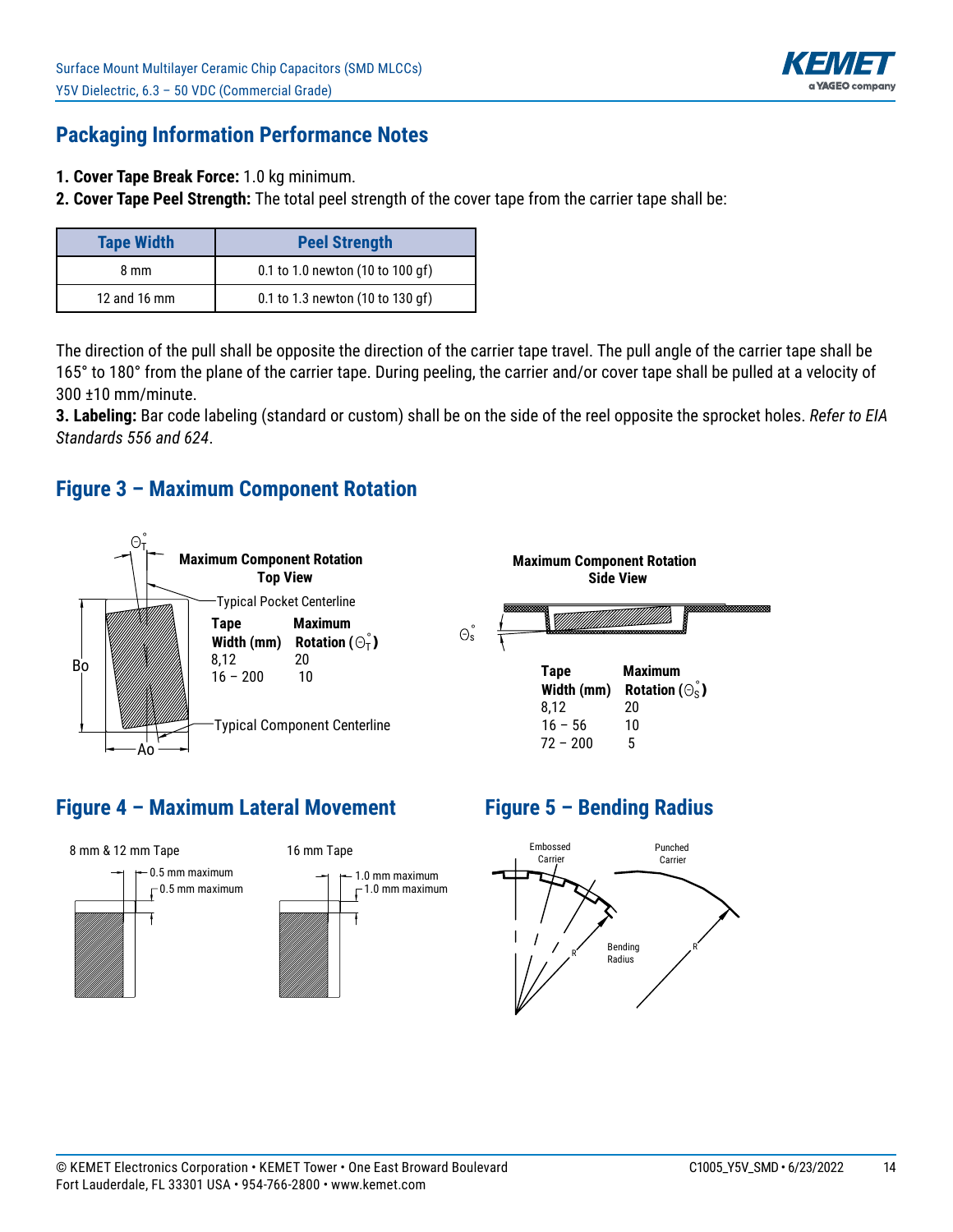## Packaging Information Performance Notes

1. **Cover Tape Break Force:** 1.0 kg minimum.
2. **Cover Tape Peel Strength:** The total peel strength of the cover tape from the carrier tape shall be:

| Tape Width | Peel Strength |
|---|---|
| 8 mm | 0.1 to 1.0 newton (10 to 100 gf) |
| 12 and 16 mm | 0.1 to 1.3 newton (10 to 130 gf) |

The direction of the pull shall be opposite the direction of the carrier tape travel. The pull angle of the carrier tape shall be 165° to 180° from the plane of the carrier tape. During peeling, the carrier and/or cover tape shall be pulled at a velocity of 300 ±10 mm/minute.

3. **Labeling:** Bar code labeling (standard or custom) shall be on the side of the reel opposite the sprocket holes. *Refer to EIA Standards 556 and 624*.

## Figure 3 – Maximum Component Rotation

**Maximum Component Rotation Top View**

Typical Pocket Centerline

Typical Component Centerline

| Tape Width (mm) | Maximum Rotation ($\Theta_T^{\circ}$) |
|---|---|
| 8,12 | 20 |
| 16 – 200 | 10 |

**Maximum Component Rotation Side View**

| Tape Width (mm) | Maximum Rotation ($\Theta_S^{\circ}$) |
|---|---|
| 8,12 | 20 |
| 16 – 56 | 10 |
| 72 – 200 | 5 |

## Figure 4 – Maximum Lateral Movement

8 mm & 12 mm Tape: 0.5 mm maximum, 0.5 mm maximum

16 mm Tape: 1.0 mm maximum, 1.0 mm maximum

## Figure 5 – Bending Radius

Embossed Carrier — Punched Carrier — Bending Radius (R)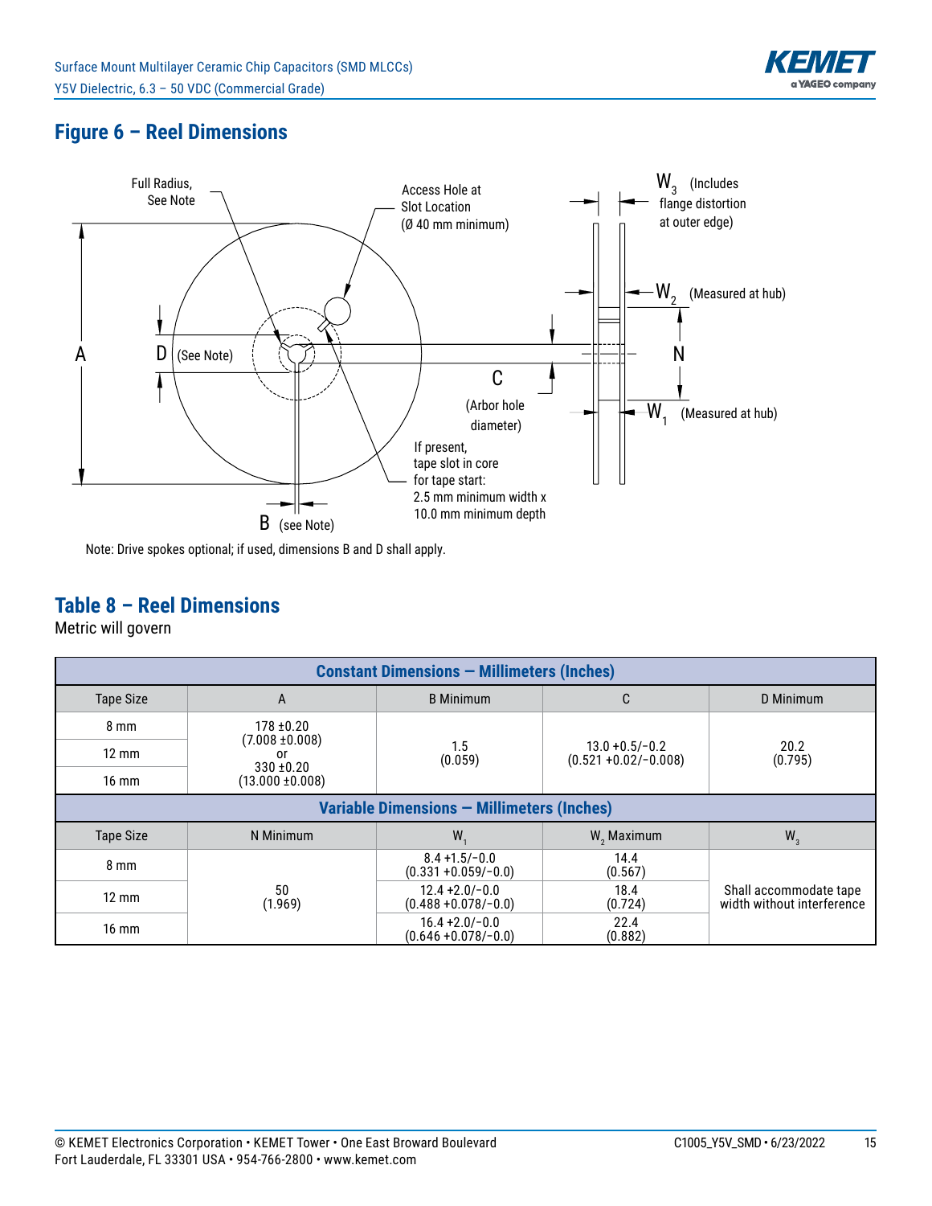## Figure 6 – Reel Dimensions

Full Radius, See Note

Access Hole at Slot Location (Ø 40 mm minimum)

$W_3$ (Includes flange distortion at outer edge)

$W_2$ (Measured at hub)

A

D (See Note)

C (Arbor hole diameter)

N

$W_1$ (Measured at hub)

If present, tape slot in core for tape start: 2.5 mm minimum width x 10.0 mm minimum depth

B (see Note)

Note: Drive spokes optional; if used, dimensions B and D shall apply.

## Table 8 – Reel Dimensions

Metric will govern

| Constant Dimensions — Millimeters (Inches) | | | | |
|---|---|---|---|---|
| Tape Size | A | B Minimum | C | D Minimum |
| 8 mm | 178 ±0.20 (7.008 ±0.008) or 330 ±0.20 (13.000 ±0.008) | 1.5 (0.059) | 13.0 +0.5/−0.2 (0.521 +0.02/−0.008) | 20.2 (0.795) |
| 12 mm | | | | |
| 16 mm | | | | |
| **Variable Dimensions — Millimeters (Inches)** | | | | |
| Tape Size | N Minimum | $W_1$ | $W_2$ Maximum | $W_3$ |
| 8 mm | 50 (1.969) | 8.4 +1.5/−0.0 (0.331 +0.059/−0.0) | 14.4 (0.567) | Shall accommodate tape width without interference |
| 12 mm | | 12.4 +2.0/−0.0 (0.488 +0.078/−0.0) | 18.4 (0.724) | |
| 16 mm | | 16.4 +2.0/−0.0 (0.646 +0.078/−0.0) | 22.4 (0.882) | |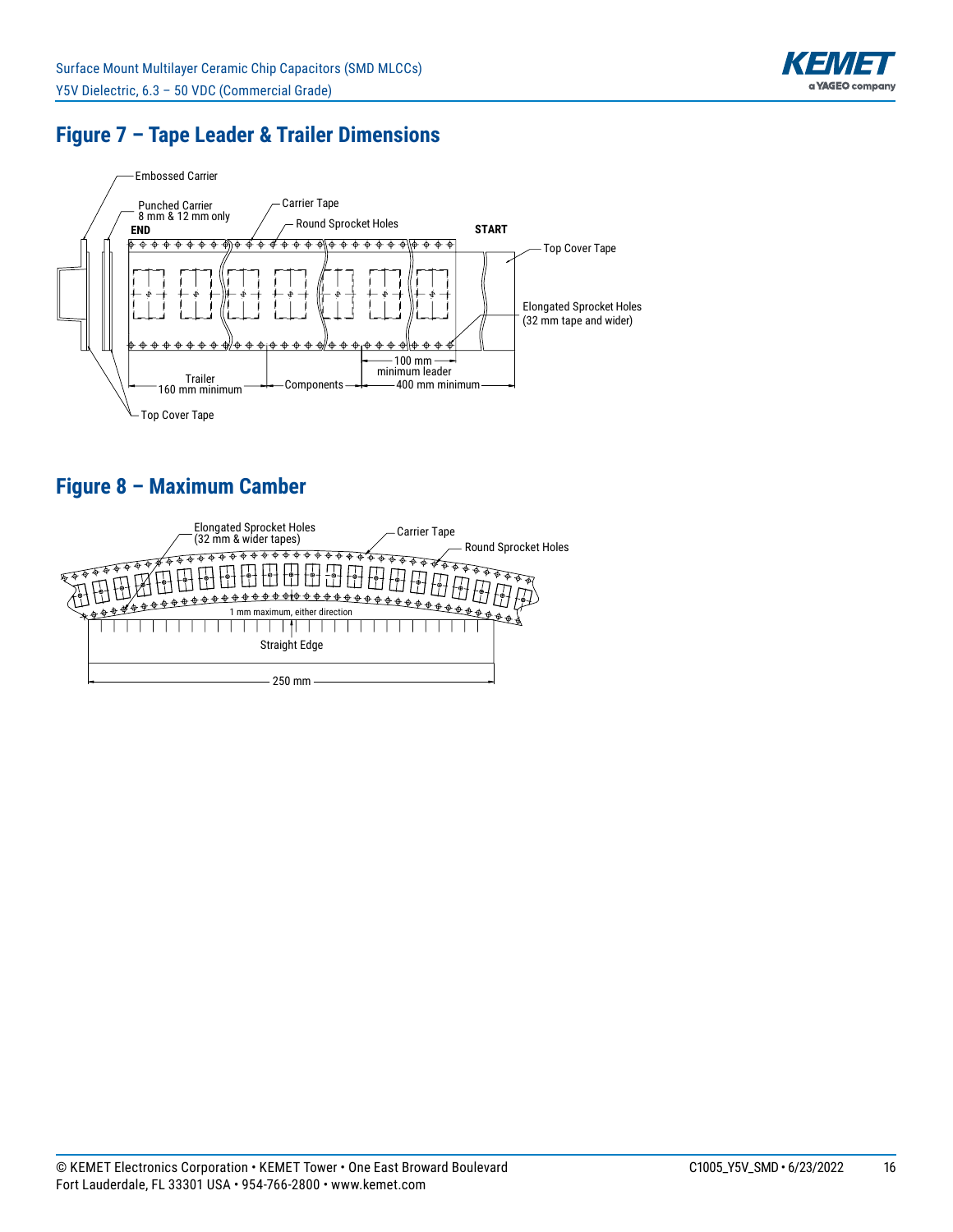## Figure 7 – Tape Leader & Trailer Dimensions

Embossed Carrier

Punched Carrier 8 mm & 12 mm only

Carrier Tape

Round Sprocket Holes

END

START

Top Cover Tape

Elongated Sprocket Holes (32 mm tape and wider)

100 mm minimum leader

Trailer 160 mm minimum

Components

400 mm minimum

Top Cover Tape

## Figure 8 – Maximum Camber

Elongated Sprocket Holes (32 mm & wider tapes)

Carrier Tape

Round Sprocket Holes

1 mm maximum, either direction

Straight Edge

250 mm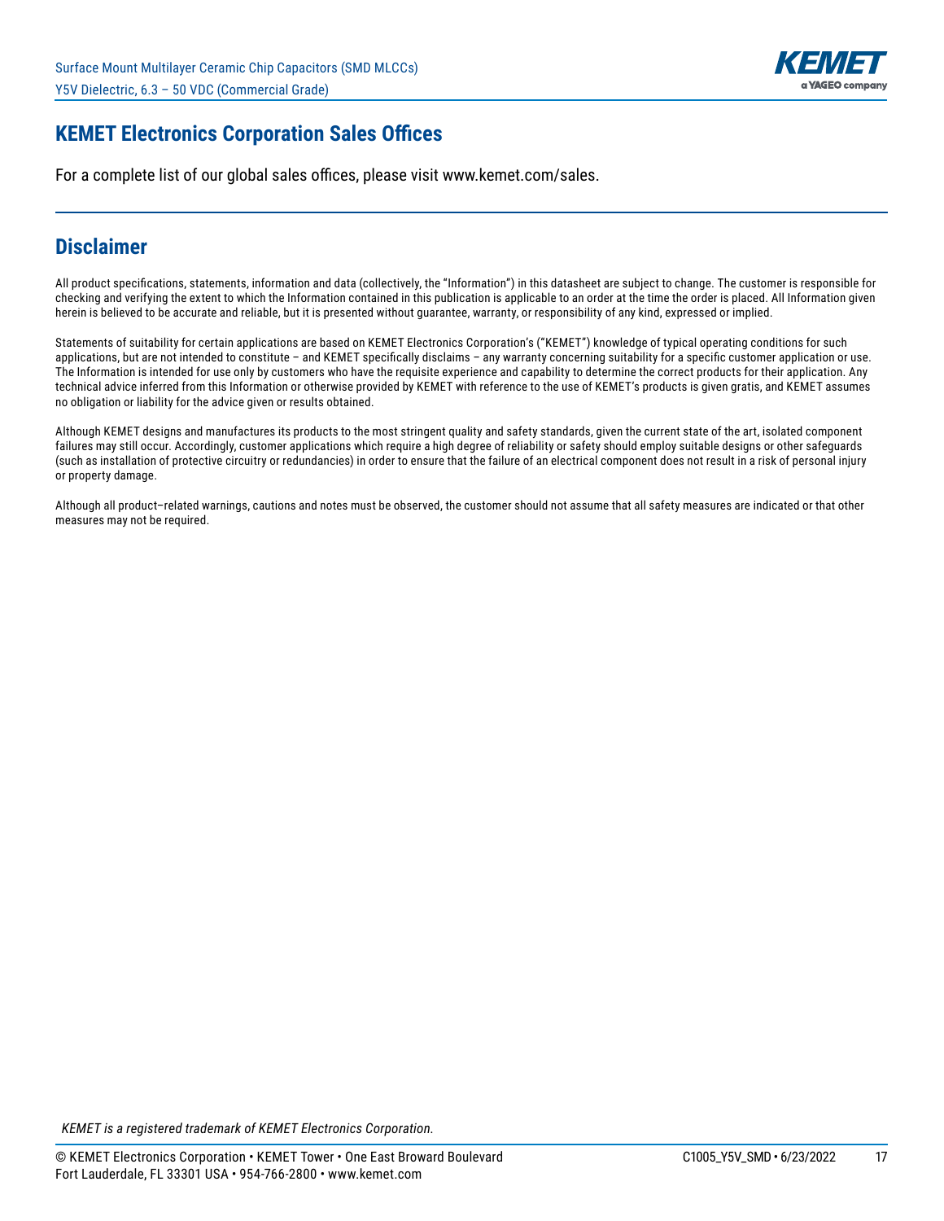## KEMET Electronics Corporation Sales Offices

For a complete list of our global sales offices, please visit www.kemet.com/sales.

## Disclaimer

All product specifications, statements, information and data (collectively, the "Information") in this datasheet are subject to change. The customer is responsible for checking and verifying the extent to which the Information contained in this publication is applicable to an order at the time the order is placed. All Information given herein is believed to be accurate and reliable, but it is presented without guarantee, warranty, or responsibility of any kind, expressed or implied.

Statements of suitability for certain applications are based on KEMET Electronics Corporation's ("KEMET") knowledge of typical operating conditions for such applications, but are not intended to constitute – and KEMET specifically disclaims – any warranty concerning suitability for a specific customer application or use. The Information is intended for use only by customers who have the requisite experience and capability to determine the correct products for their application. Any technical advice inferred from this Information or otherwise provided by KEMET with reference to the use of KEMET's products is given gratis, and KEMET assumes no obligation or liability for the advice given or results obtained.

Although KEMET designs and manufactures its products to the most stringent quality and safety standards, given the current state of the art, isolated component failures may still occur. Accordingly, customer applications which require a high degree of reliability or safety should employ suitable designs or other safeguards (such as installation of protective circuitry or redundancies) in order to ensure that the failure of an electrical component does not result in a risk of personal injury or property damage.

Although all product–related warnings, cautions and notes must be observed, the customer should not assume that all safety measures are indicated or that other measures may not be required.

*KEMET is a registered trademark of KEMET Electronics Corporation.*